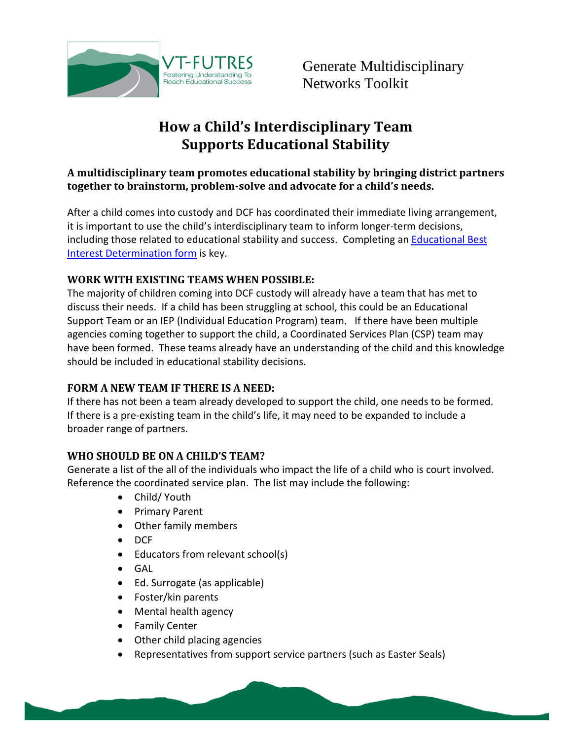VT-FUTRES
Fostering Understanding To Reach Educational Success

Generate Multidisciplinary Networks Toolkit

# How a Child's Interdisciplinary Team Supports Educational Stability

**A multidisciplinary team promotes educational stability by bringing district partners together to brainstorm, problem-solve and advocate for a child's needs.**

After a child comes into custody and DCF has coordinated their immediate living arrangement, it is important to use the child's interdisciplinary team to inform longer-term decisions, including those related to educational stability and success. Completing an Educational Best Interest Determination form is key.

**WORK WITH EXISTING TEAMS WHEN POSSIBLE:**
The majority of children coming into DCF custody will already have a team that has met to discuss their needs. If a child has been struggling at school, this could be an Educational Support Team or an IEP (Individual Education Program) team. If there have been multiple agencies coming together to support the child, a Coordinated Services Plan (CSP) team may have been formed. These teams already have an understanding of the child and this knowledge should be included in educational stability decisions.

**FORM A NEW TEAM IF THERE IS A NEED:**
If there has not been a team already developed to support the child, one needs to be formed. If there is a pre-existing team in the child's life, it may need to be expanded to include a broader range of partners.

**WHO SHOULD BE ON A CHILD'S TEAM?**
Generate a list of the all of the individuals who impact the life of a child who is court involved. Reference the coordinated service plan. The list may include the following:

- Child/ Youth
- Primary Parent
- Other family members
- DCF
- Educators from relevant school(s)
- GAL
- Ed. Surrogate (as applicable)
- Foster/kin parents
- Mental health agency
- Family Center
- Other child placing agencies
- Representatives from support service partners (such as Easter Seals)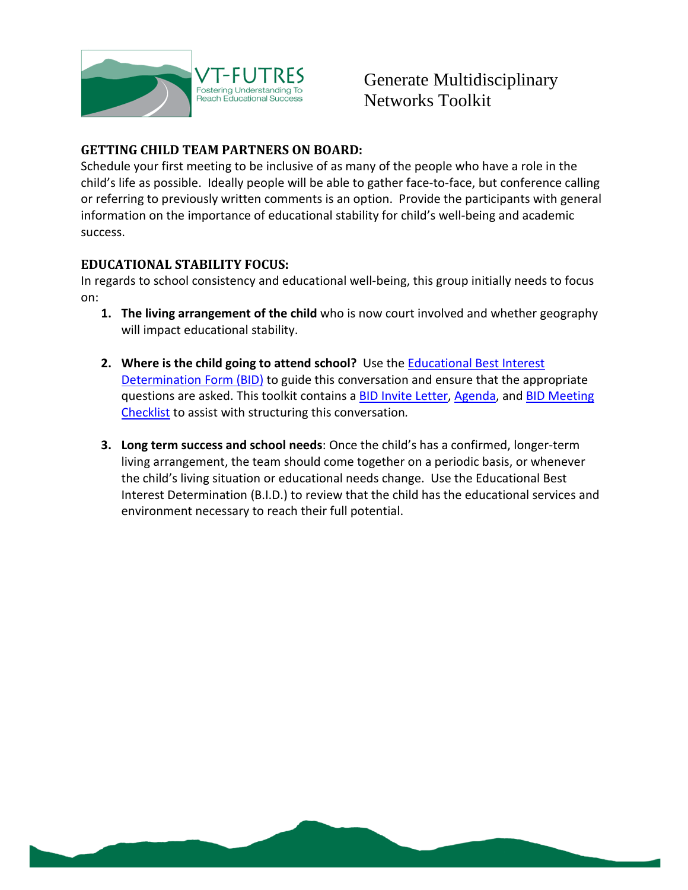# Generate Multidisciplinary Networks Toolkit

**GETTING CHILD TEAM PARTNERS ON BOARD:**
Schedule your first meeting to be inclusive of as many of the people who have a role in the child's life as possible. Ideally people will be able to gather face-to-face, but conference calling or referring to previously written comments is an option. Provide the participants with general information on the importance of educational stability for child's well-being and academic success.

**EDUCATIONAL STABILITY FOCUS:**
In regards to school consistency and educational well-being, this group initially needs to focus on:

1. **The living arrangement of the child** who is now court involved and whether geography will impact educational stability.

2. **Where is the child going to attend school?** Use the Educational Best Interest Determination Form (BID) to guide this conversation and ensure that the appropriate questions are asked. This toolkit contains a BID Invite Letter, Agenda, and BID Meeting Checklist to assist with structuring this conversation.

3. **Long term success and school needs**: Once the child's has a confirmed, longer-term living arrangement, the team should come together on a periodic basis, or whenever the child's living situation or educational needs change. Use the Educational Best Interest Determination (B.I.D.) to review that the child has the educational services and environment necessary to reach their full potential.